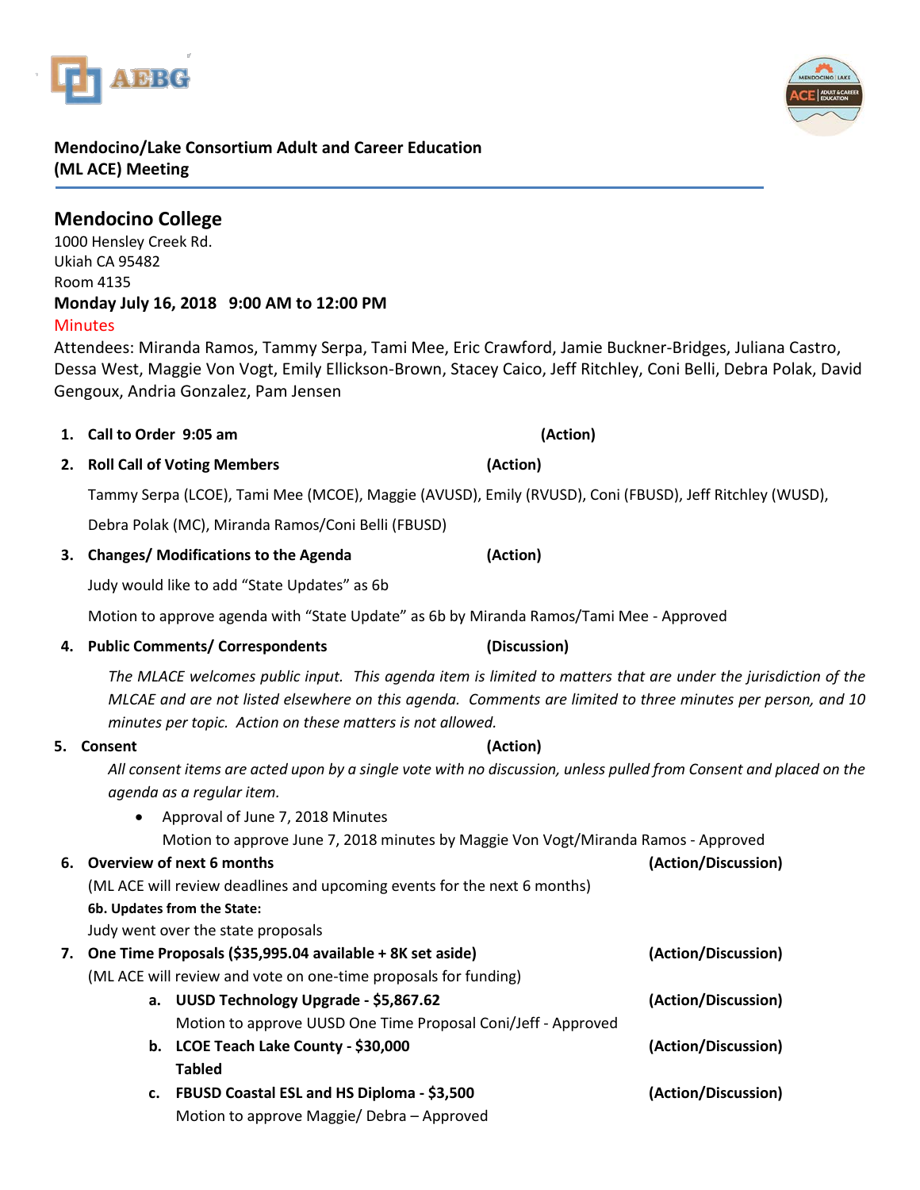**Mendocino/Lake Consortium Adult and Career Education (ML ACE) Meeting**

## Mendocino College

1000 Hensley Creek Rd.
Ukiah CA 95482
Room 4135

**Monday July 16, 2018 9:00 AM to 12:00 PM**

Minutes

Attendees: Miranda Ramos, Tammy Serpa, Tami Mee, Eric Crawford, Jamie Buckner-Bridges, Juliana Castro, Dessa West, Maggie Von Vogt, Emily Ellickson-Brown, Stacey Caico, Jeff Ritchley, Coni Belli, Debra Polak, David Gengoux, Andria Gonzalez, Pam Jensen

1. **Call to Order 9:05 am** **(Action)**
2. **Roll Call of Voting Members** **(Action)**

   Tammy Serpa (LCOE), Tami Mee (MCOE), Maggie (AVUSD), Emily (RVUSD), Coni (FBUSD), Jeff Ritchley (WUSD), Debra Polak (MC), Miranda Ramos/Coni Belli (FBUSD)
3. **Changes/ Modifications to the Agenda** **(Action)**

   Judy would like to add "State Updates" as 6b

   Motion to approve agenda with "State Update" as 6b by Miranda Ramos/Tami Mee - Approved
4. **Public Comments/ Correspondents** **(Discussion)**

   *The MLACE welcomes public input. This agenda item is limited to matters that are under the jurisdiction of the MLCAE and are not listed elsewhere on this agenda. Comments are limited to three minutes per person, and 10 minutes per topic. Action on these matters is not allowed.*
5. **Consent** **(Action)**

   *All consent items are acted upon by a single vote with no discussion, unless pulled from Consent and placed on the agenda as a regular item.*
   - Approval of June 7, 2018 Minutes

     Motion to approve June 7, 2018 minutes by Maggie Von Vogt/Miranda Ramos - Approved
6. **Overview of next 6 months** **(Action/Discussion)**

   (ML ACE will review deadlines and upcoming events for the next 6 months)

   **6b. Updates from the State:**

   Judy went over the state proposals
7. **One Time Proposals ($35,995.04 available + 8K set aside)** **(Action/Discussion)**

   (ML ACE will review and vote on one-time proposals for funding)
   1. **UUSD Technology Upgrade - $5,867.62** **(Action/Discussion)**

      Motion to approve UUSD One Time Proposal Coni/Jeff - Approved
   2. **LCOE Teach Lake County - $30,000** **(Action/Discussion)**

      **Tabled**
   3. **FBUSD Coastal ESL and HS Diploma - $3,500** **(Action/Discussion)**

      Motion to approve Maggie/ Debra – Approved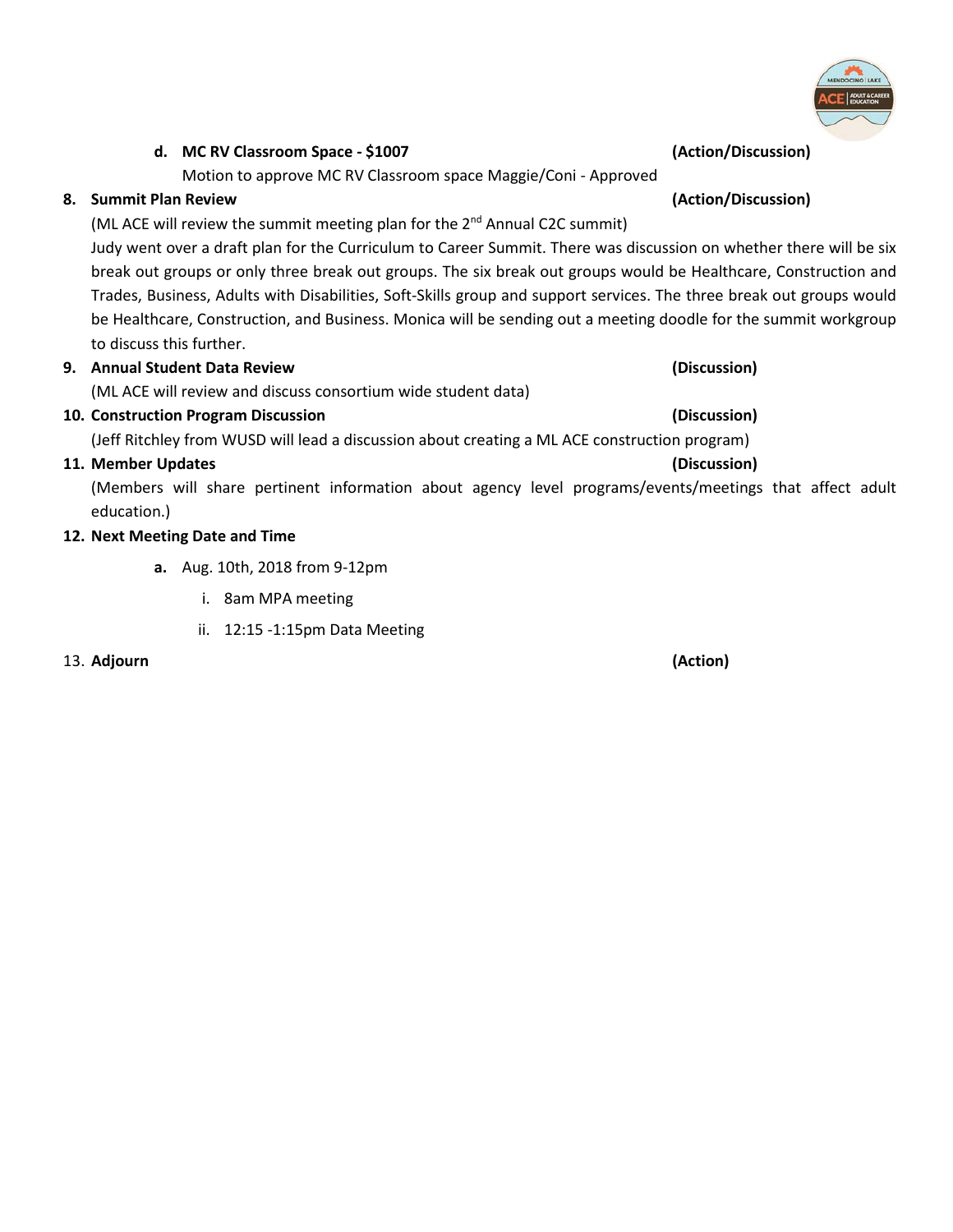**d. MC RV Classroom Space - $1007** **(Action/Discussion)**

Motion to approve MC RV Classroom space Maggie/Coni - Approved

**8. Summit Plan Review** **(Action/Discussion)**

(ML ACE will review the summit meeting plan for the 2nd Annual C2C summit)

Judy went over a draft plan for the Curriculum to Career Summit. There was discussion on whether there will be six break out groups or only three break out groups. The six break out groups would be Healthcare, Construction and Trades, Business, Adults with Disabilities, Soft-Skills group and support services. The three break out groups would be Healthcare, Construction, and Business. Monica will be sending out a meeting doodle for the summit workgroup to discuss this further.

**9. Annual Student Data Review** **(Discussion)**

(ML ACE will review and discuss consortium wide student data)

**10. Construction Program Discussion** **(Discussion)**

(Jeff Ritchley from WUSD will lead a discussion about creating a ML ACE construction program)

**11. Member Updates** **(Discussion)**

(Members will share pertinent information about agency level programs/events/meetings that affect adult education.)

**12. Next Meeting Date and Time**

- **a.** Aug. 10th, 2018 from 9-12pm
  - i. 8am MPA meeting
  - ii. 12:15 -1:15pm Data Meeting

13. **Adjourn** **(Action)**